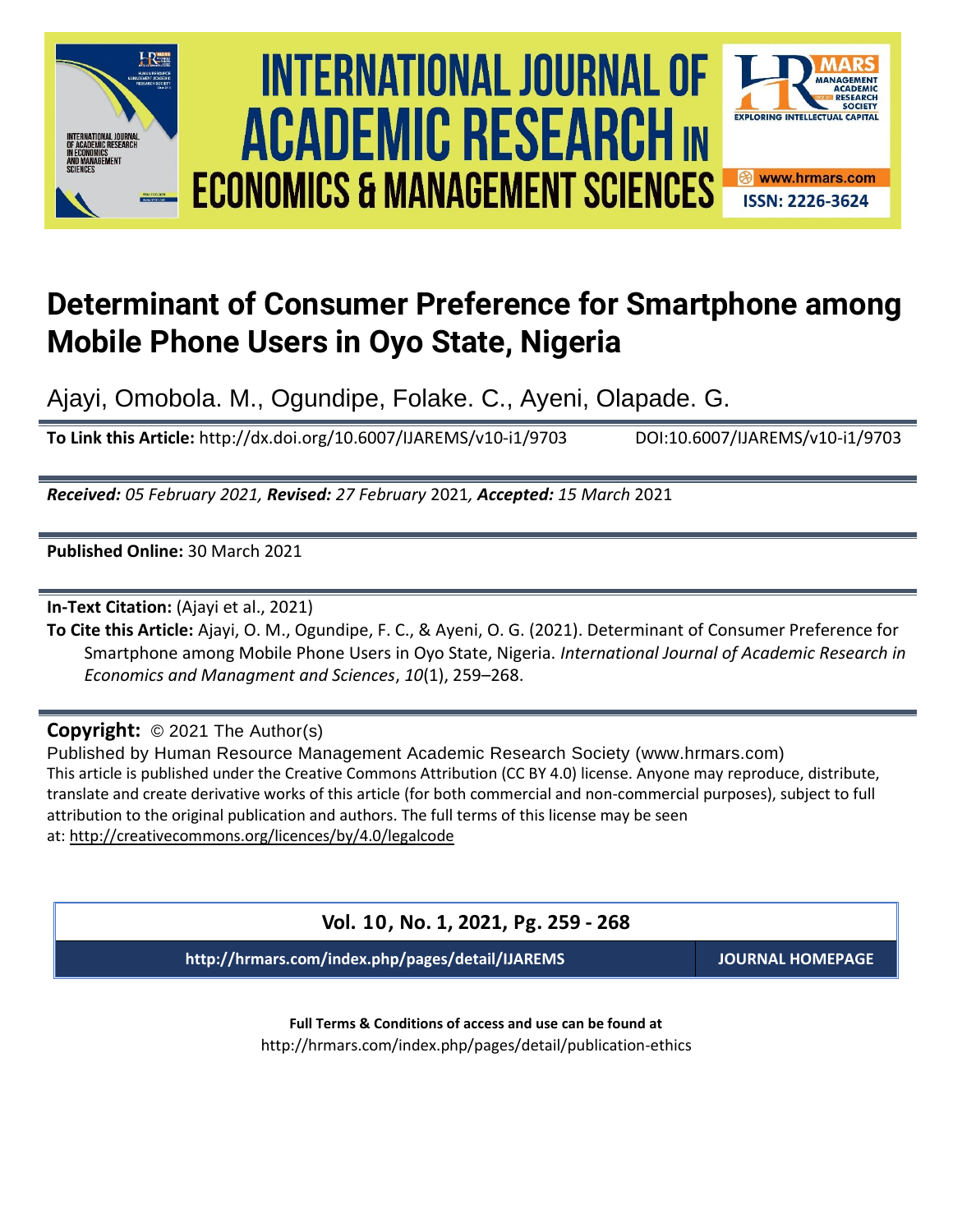# Determinant of Consumer Preference for Smartphone among Mobile Phone Users in Oyo State, Nigeria

Ajayi, Omobola. M., Ogundipe, Folake. C., Ayeni, Olapade. G.

**To Link this Article:** http://dx.doi.org/10.6007/IJAREMS/v10-i1/9703 DOI:10.6007/IJAREMS/v10-i1/9703

***Received:** 05 February 2021,* ***Revised:** 27 February* 2021*,* ***Accepted:** 15 March* 2021

**Published Online:** 30 March 2021

**In-Text Citation:** (Ajayi et al., 2021)

**To Cite this Article:** Ajayi, O. M., Ogundipe, F. C., & Ayeni, O. G. (2021). Determinant of Consumer Preference for Smartphone among Mobile Phone Users in Oyo State, Nigeria. *International Journal of Academic Research in Economics and Managment and Sciences*, *10*(1), 259–268.

**Copyright:** © 2021 The Author(s)

Published by Human Resource Management Academic Research Society (www.hrmars.com)
This article is published under the Creative Commons Attribution (CC BY 4.0) license. Anyone may reproduce, distribute, translate and create derivative works of this article (for both commercial and non-commercial purposes), subject to full attribution to the original publication and authors. The full terms of this license may be seen at: http://creativecommons.org/licences/by/4.0/legalcode

**Vol. 10, No. 1, 2021, Pg. 259 - 268**

**http://hrmars.com/index.php/pages/detail/IJAREMS** **JOURNAL HOMEPAGE**

**Full Terms & Conditions of access and use can be found at**
http://hrmars.com/index.php/pages/detail/publication-ethics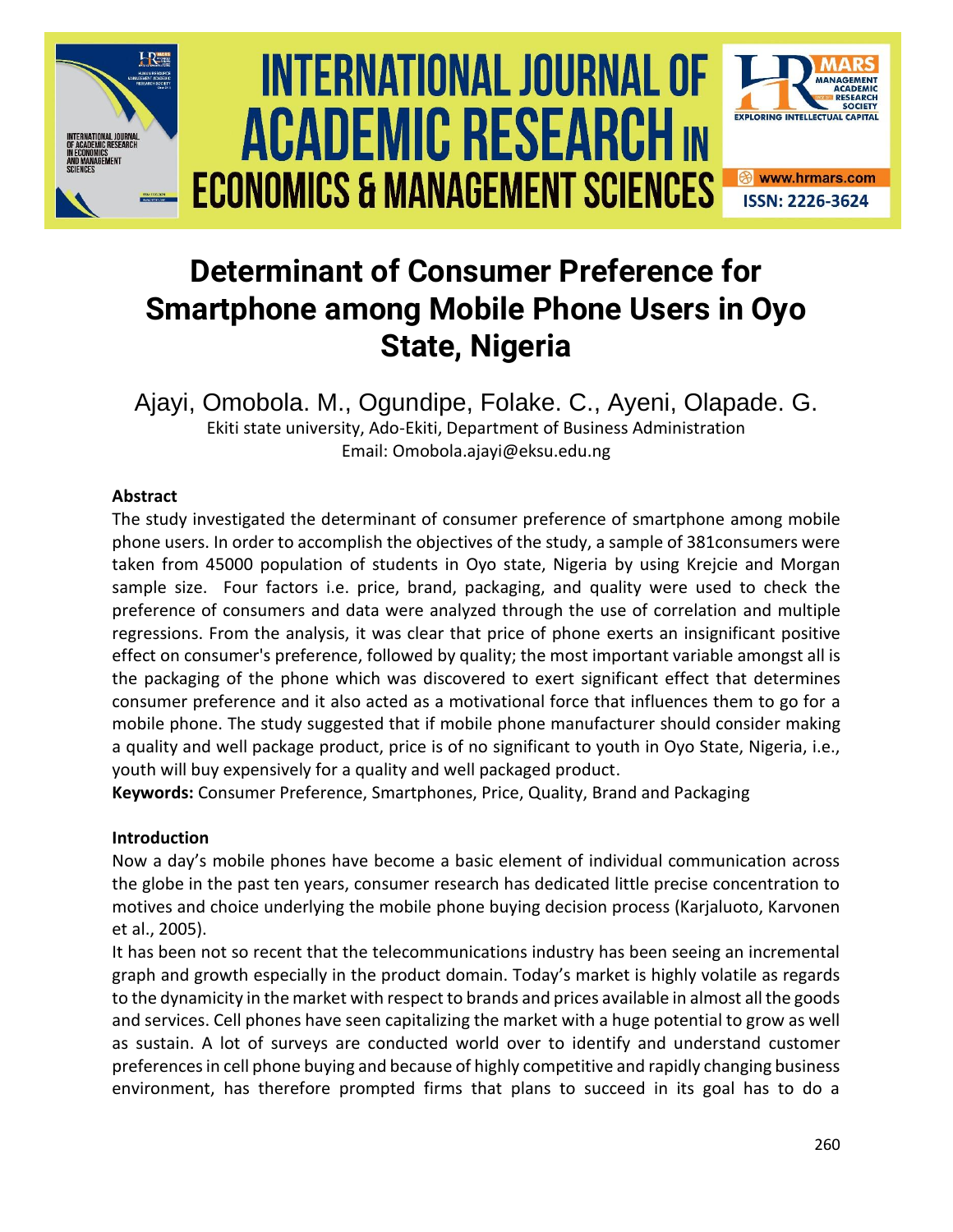# Determinant of Consumer Preference for Smartphone among Mobile Phone Users in Oyo State, Nigeria

Ajayi, Omobola. M., Ogundipe, Folake. C., Ayeni, Olapade. G.

Ekiti state university, Ado-Ekiti, Department of Business Administration

Email: Omobola.ajayi@eksu.edu.ng

**Abstract**

The study investigated the determinant of consumer preference of smartphone among mobile phone users. In order to accomplish the objectives of the study, a sample of 381consumers were taken from 45000 population of students in Oyo state, Nigeria by using Krejcie and Morgan sample size. Four factors i.e. price, brand, packaging, and quality were used to check the preference of consumers and data were analyzed through the use of correlation and multiple regressions. From the analysis, it was clear that price of phone exerts an insignificant positive effect on consumer's preference, followed by quality; the most important variable amongst all is the packaging of the phone which was discovered to exert significant effect that determines consumer preference and it also acted as a motivational force that influences them to go for a mobile phone. The study suggested that if mobile phone manufacturer should consider making a quality and well package product, price is of no significant to youth in Oyo State, Nigeria, i.e., youth will buy expensively for a quality and well packaged product.

**Keywords:** Consumer Preference, Smartphones, Price, Quality, Brand and Packaging

**Introduction**

Now a day's mobile phones have become a basic element of individual communication across the globe in the past ten years, consumer research has dedicated little precise concentration to motives and choice underlying the mobile phone buying decision process (Karjaluoto, Karvonen et al., 2005).

It has been not so recent that the telecommunications industry has been seeing an incremental graph and growth especially in the product domain. Today's market is highly volatile as regards to the dynamicity in the market with respect to brands and prices available in almost all the goods and services. Cell phones have seen capitalizing the market with a huge potential to grow as well as sustain. A lot of surveys are conducted world over to identify and understand customer preferences in cell phone buying and because of highly competitive and rapidly changing business environment, has therefore prompted firms that plans to succeed in its goal has to do a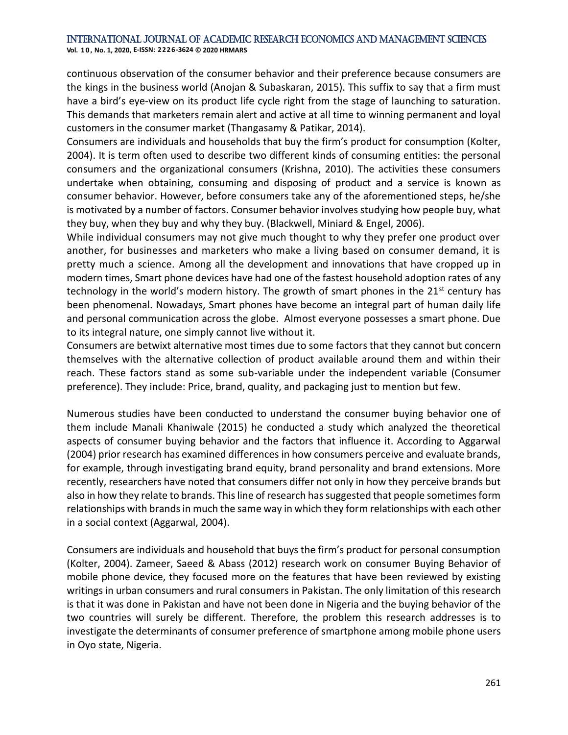continuous observation of the consumer behavior and their preference because consumers are the kings in the business world (Anojan & Subaskaran, 2015). This suffix to say that a firm must have a bird's eye-view on its product life cycle right from the stage of launching to saturation. This demands that marketers remain alert and active at all time to winning permanent and loyal customers in the consumer market (Thangasamy & Patikar, 2014).

Consumers are individuals and households that buy the firm's product for consumption (Kolter, 2004). It is term often used to describe two different kinds of consuming entities: the personal consumers and the organizational consumers (Krishna, 2010). The activities these consumers undertake when obtaining, consuming and disposing of product and a service is known as consumer behavior. However, before consumers take any of the aforementioned steps, he/she is motivated by a number of factors. Consumer behavior involves studying how people buy, what they buy, when they buy and why they buy. (Blackwell, Miniard & Engel, 2006).

While individual consumers may not give much thought to why they prefer one product over another, for businesses and marketers who make a living based on consumer demand, it is pretty much a science. Among all the development and innovations that have cropped up in modern times, Smart phone devices have had one of the fastest household adoption rates of any technology in the world's modern history. The growth of smart phones in the 21st century has been phenomenal. Nowadays, Smart phones have become an integral part of human daily life and personal communication across the globe. Almost everyone possesses a smart phone. Due to its integral nature, one simply cannot live without it.

Consumers are betwixt alternative most times due to some factors that they cannot but concern themselves with the alternative collection of product available around them and within their reach. These factors stand as some sub-variable under the independent variable (Consumer preference). They include: Price, brand, quality, and packaging just to mention but few.

Numerous studies have been conducted to understand the consumer buying behavior one of them include Manali Khaniwale (2015) he conducted a study which analyzed the theoretical aspects of consumer buying behavior and the factors that influence it. According to Aggarwal (2004) prior research has examined differences in how consumers perceive and evaluate brands, for example, through investigating brand equity, brand personality and brand extensions. More recently, researchers have noted that consumers differ not only in how they perceive brands but also in how they relate to brands. This line of research has suggested that people sometimes form relationships with brands in much the same way in which they form relationships with each other in a social context (Aggarwal, 2004).

Consumers are individuals and household that buys the firm's product for personal consumption (Kolter, 2004). Zameer, Saeed & Abass (2012) research work on consumer Buying Behavior of mobile phone device, they focused more on the features that have been reviewed by existing writings in urban consumers and rural consumers in Pakistan. The only limitation of this research is that it was done in Pakistan and have not been done in Nigeria and the buying behavior of the two countries will surely be different. Therefore, the problem this research addresses is to investigate the determinants of consumer preference of smartphone among mobile phone users in Oyo state, Nigeria.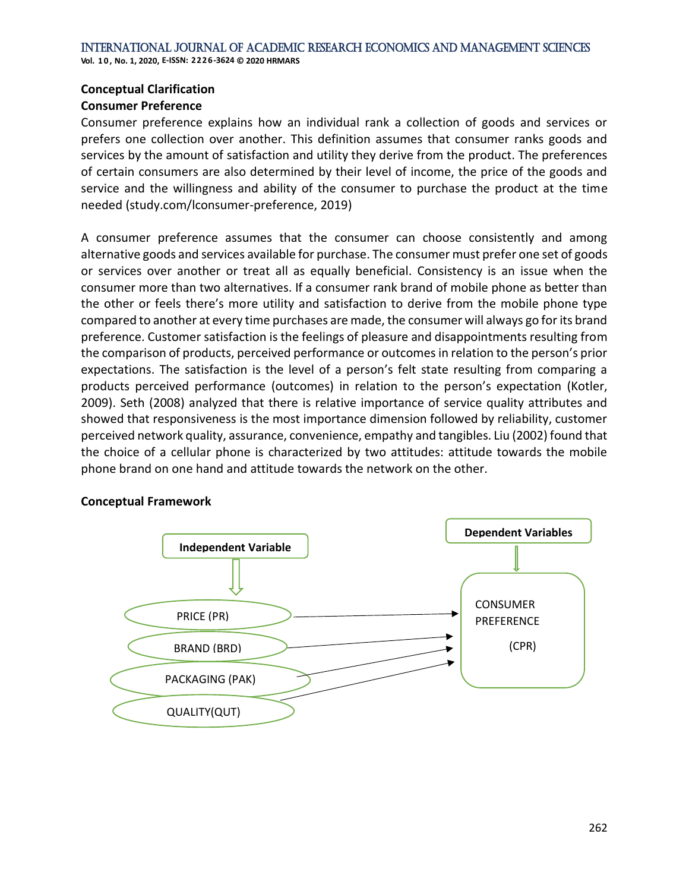### Conceptual Clarification

### Consumer Preference

Consumer preference explains how an individual rank a collection of goods and services or prefers one collection over another. This definition assumes that consumer ranks goods and services by the amount of satisfaction and utility they derive from the product. The preferences of certain consumers are also determined by their level of income, the price of the goods and service and the willingness and ability of the consumer to purchase the product at the time needed (study.com/lconsumer-preference, 2019)

A consumer preference assumes that the consumer can choose consistently and among alternative goods and services available for purchase. The consumer must prefer one set of goods or services over another or treat all as equally beneficial. Consistency is an issue when the consumer more than two alternatives. If a consumer rank brand of mobile phone as better than the other or feels there's more utility and satisfaction to derive from the mobile phone type compared to another at every time purchases are made, the consumer will always go for its brand preference. Customer satisfaction is the feelings of pleasure and disappointments resulting from the comparison of products, perceived performance or outcomes in relation to the person's prior expectations. The satisfaction is the level of a person's felt state resulting from comparing a products perceived performance (outcomes) in relation to the person's expectation (Kotler, 2009). Seth (2008) analyzed that there is relative importance of service quality attributes and showed that responsiveness is the most importance dimension followed by reliability, customer perceived network quality, assurance, convenience, empathy and tangibles. Liu (2002) found that the choice of a cellular phone is characterized by two attitudes: attitude towards the mobile phone brand on one hand and attitude towards the network on the other.

### Conceptual Framework

Independent Variable

- PRICE (PR)
- BRAND (BRD)
- PACKAGING (PAK)
- QUALITY(QUT)

Dependent Variables

CONSUMER PREFERENCE (CPR)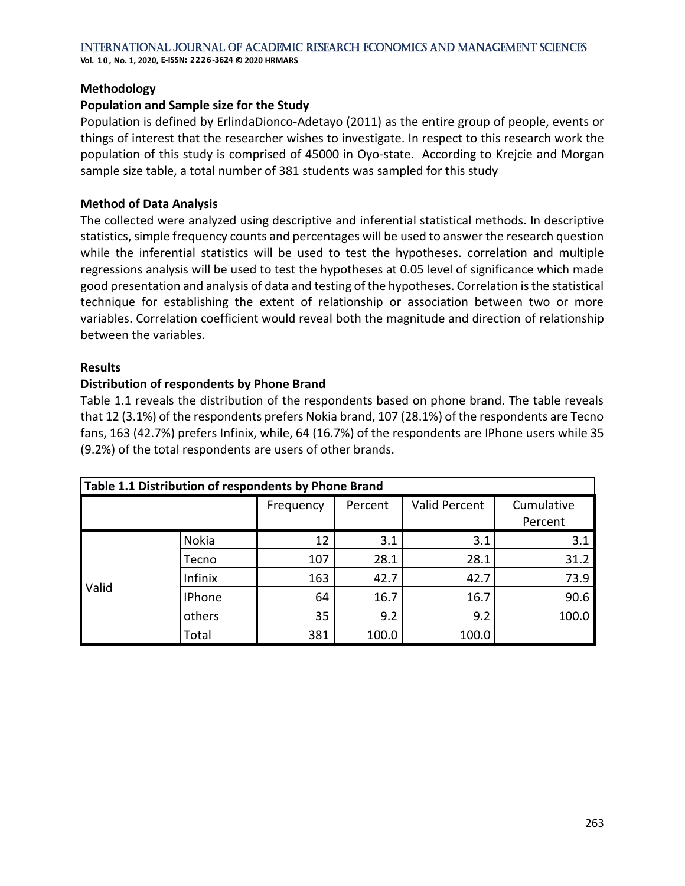## Methodology

### Population and Sample size for the Study

Population is defined by ErlindaDionco-Adetayo (2011) as the entire group of people, events or things of interest that the researcher wishes to investigate. In respect to this research work the population of this study is comprised of 45000 in Oyo-state. According to Krejcie and Morgan sample size table, a total number of 381 students was sampled for this study

### Method of Data Analysis

The collected were analyzed using descriptive and inferential statistical methods. In descriptive statistics, simple frequency counts and percentages will be used to answer the research question while the inferential statistics will be used to test the hypotheses. correlation and multiple regressions analysis will be used to test the hypotheses at 0.05 level of significance which made good presentation and analysis of data and testing of the hypotheses. Correlation is the statistical technique for establishing the extent of relationship or association between two or more variables. Correlation coefficient would reveal both the magnitude and direction of relationship between the variables.

## Results

### Distribution of respondents by Phone Brand

Table 1.1 reveals the distribution of the respondents based on phone brand. The table reveals that 12 (3.1%) of the respondents prefers Nokia brand, 107 (28.1%) of the respondents are Tecno fans, 163 (42.7%) prefers Infinix, while, 64 (16.7%) of the respondents are IPhone users while 35 (9.2%) of the total respondents are users of other brands.

**Table 1.1 Distribution of respondents by Phone Brand**

| | | Frequency | Percent | Valid Percent | Cumulative Percent |
|---|---|---|---|---|---|
| Valid | Nokia | 12 | 3.1 | 3.1 | 3.1 |
| | Tecno | 107 | 28.1 | 28.1 | 31.2 |
| | Infinix | 163 | 42.7 | 42.7 | 73.9 |
| | IPhone | 64 | 16.7 | 16.7 | 90.6 |
| | others | 35 | 9.2 | 9.2 | 100.0 |
| | Total | 381 | 100.0 | 100.0 | |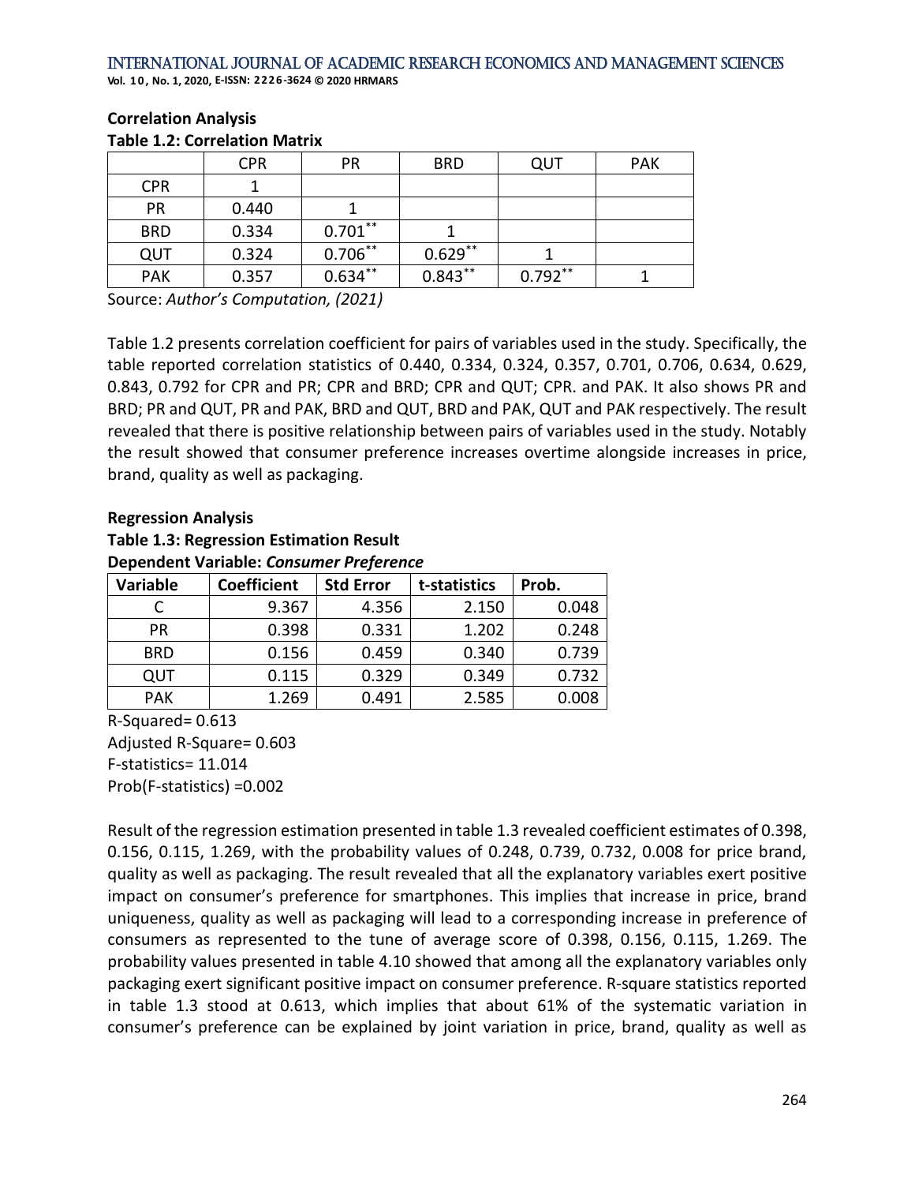**Correlation Analysis**

**Table 1.2: Correlation Matrix**

| | CPR | PR | BRD | QUT | PAK |
|---|---|---|---|---|---|
| CPR | 1 | | | | |
| PR | 0.440 | 1 | | | |
| BRD | 0.334 | 0.701** | 1 | | |
| QUT | 0.324 | 0.706** | 0.629** | 1 | |
| PAK | 0.357 | 0.634** | 0.843** | 0.792** | 1 |

Source: *Author's Computation, (2021)*

Table 1.2 presents correlation coefficient for pairs of variables used in the study. Specifically, the table reported correlation statistics of 0.440, 0.334, 0.324, 0.357, 0.701, 0.706, 0.634, 0.629, 0.843, 0.792 for CPR and PR; CPR and BRD; CPR and QUT; CPR. and PAK. It also shows PR and BRD; PR and QUT, PR and PAK, BRD and QUT, BRD and PAK, QUT and PAK respectively. The result revealed that there is positive relationship between pairs of variables used in the study. Notably the result showed that consumer preference increases overtime alongside increases in price, brand, quality as well as packaging.

**Regression Analysis**

**Table 1.3: Regression Estimation Result**

**Dependent Variable:** ***Consumer Preference***

| Variable | Coefficient | Std Error | t-statistics | Prob. |
|---|---|---|---|---|
| C | 9.367 | 4.356 | 2.150 | 0.048 |
| PR | 0.398 | 0.331 | 1.202 | 0.248 |
| BRD | 0.156 | 0.459 | 0.340 | 0.739 |
| QUT | 0.115 | 0.329 | 0.349 | 0.732 |
| PAK | 1.269 | 0.491 | 2.585 | 0.008 |

R-Squared= 0.613

Adjusted R-Square= 0.603

F-statistics= 11.014

Prob(F-statistics) =0.002

Result of the regression estimation presented in table 1.3 revealed coefficient estimates of 0.398, 0.156, 0.115, 1.269, with the probability values of 0.248, 0.739, 0.732, 0.008 for price brand, quality as well as packaging. The result revealed that all the explanatory variables exert positive impact on consumer's preference for smartphones. This implies that increase in price, brand uniqueness, quality as well as packaging will lead to a corresponding increase in preference of consumers as represented to the tune of average score of 0.398, 0.156, 0.115, 1.269. The probability values presented in table 4.10 showed that among all the explanatory variables only packaging exert significant positive impact on consumer preference. R-square statistics reported in table 1.3 stood at 0.613, which implies that about 61% of the systematic variation in consumer's preference can be explained by joint variation in price, brand, quality as well as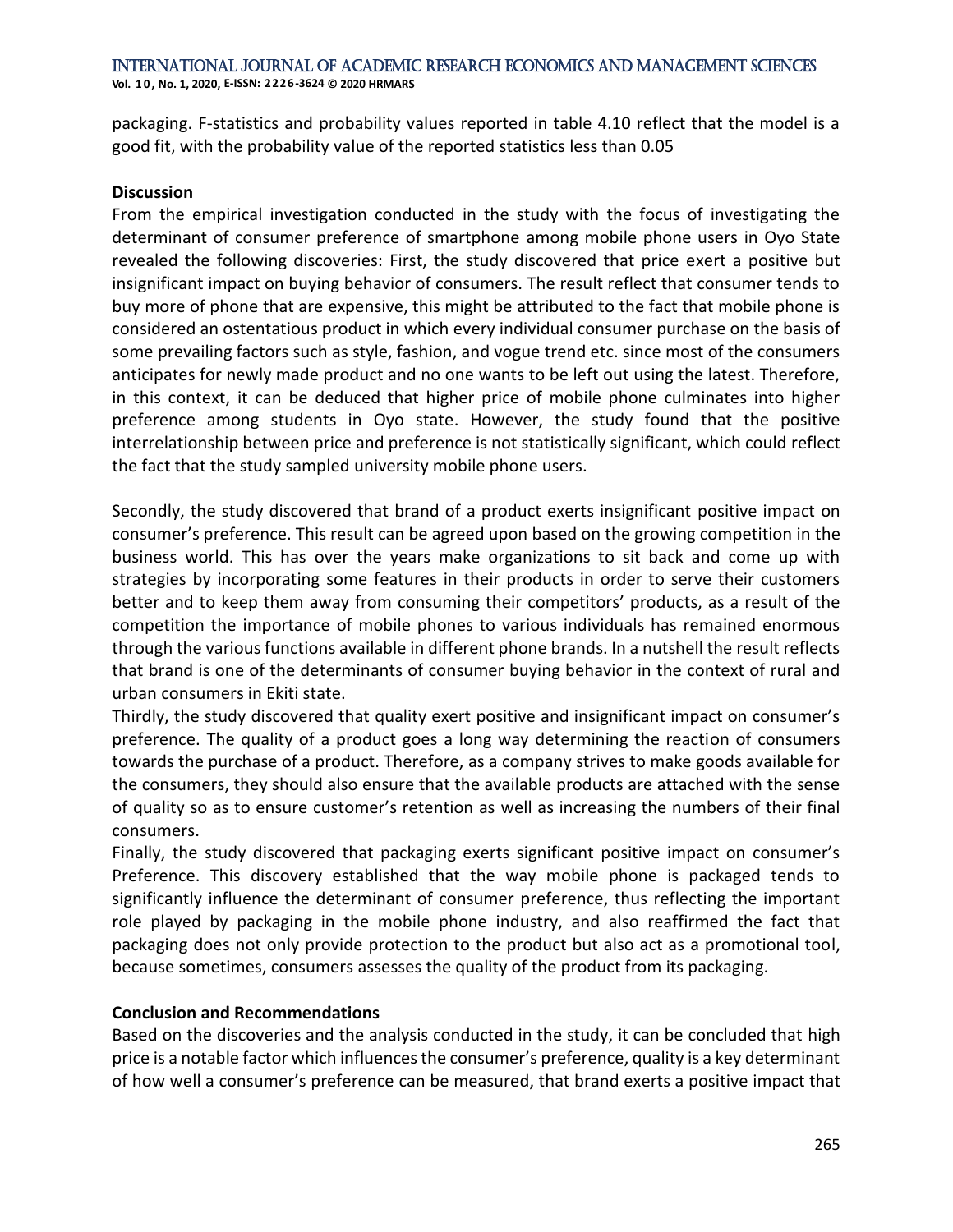packaging. F-statistics and probability values reported in table 4.10 reflect that the model is a good fit, with the probability value of the reported statistics less than 0.05

**Discussion**

From the empirical investigation conducted in the study with the focus of investigating the determinant of consumer preference of smartphone among mobile phone users in Oyo State revealed the following discoveries: First, the study discovered that price exert a positive but insignificant impact on buying behavior of consumers. The result reflect that consumer tends to buy more of phone that are expensive, this might be attributed to the fact that mobile phone is considered an ostentatious product in which every individual consumer purchase on the basis of some prevailing factors such as style, fashion, and vogue trend etc. since most of the consumers anticipates for newly made product and no one wants to be left out using the latest. Therefore, in this context, it can be deduced that higher price of mobile phone culminates into higher preference among students in Oyo state. However, the study found that the positive interrelationship between price and preference is not statistically significant, which could reflect the fact that the study sampled university mobile phone users.

Secondly, the study discovered that brand of a product exerts insignificant positive impact on consumer's preference. This result can be agreed upon based on the growing competition in the business world. This has over the years make organizations to sit back and come up with strategies by incorporating some features in their products in order to serve their customers better and to keep them away from consuming their competitors' products, as a result of the competition the importance of mobile phones to various individuals has remained enormous through the various functions available in different phone brands. In a nutshell the result reflects that brand is one of the determinants of consumer buying behavior in the context of rural and urban consumers in Ekiti state.

Thirdly, the study discovered that quality exert positive and insignificant impact on consumer's preference. The quality of a product goes a long way determining the reaction of consumers towards the purchase of a product. Therefore, as a company strives to make goods available for the consumers, they should also ensure that the available products are attached with the sense of quality so as to ensure customer's retention as well as increasing the numbers of their final consumers.

Finally, the study discovered that packaging exerts significant positive impact on consumer's Preference. This discovery established that the way mobile phone is packaged tends to significantly influence the determinant of consumer preference, thus reflecting the important role played by packaging in the mobile phone industry, and also reaffirmed the fact that packaging does not only provide protection to the product but also act as a promotional tool, because sometimes, consumers assesses the quality of the product from its packaging.

**Conclusion and Recommendations**

Based on the discoveries and the analysis conducted in the study, it can be concluded that high price is a notable factor which influences the consumer's preference, quality is a key determinant of how well a consumer's preference can be measured, that brand exerts a positive impact that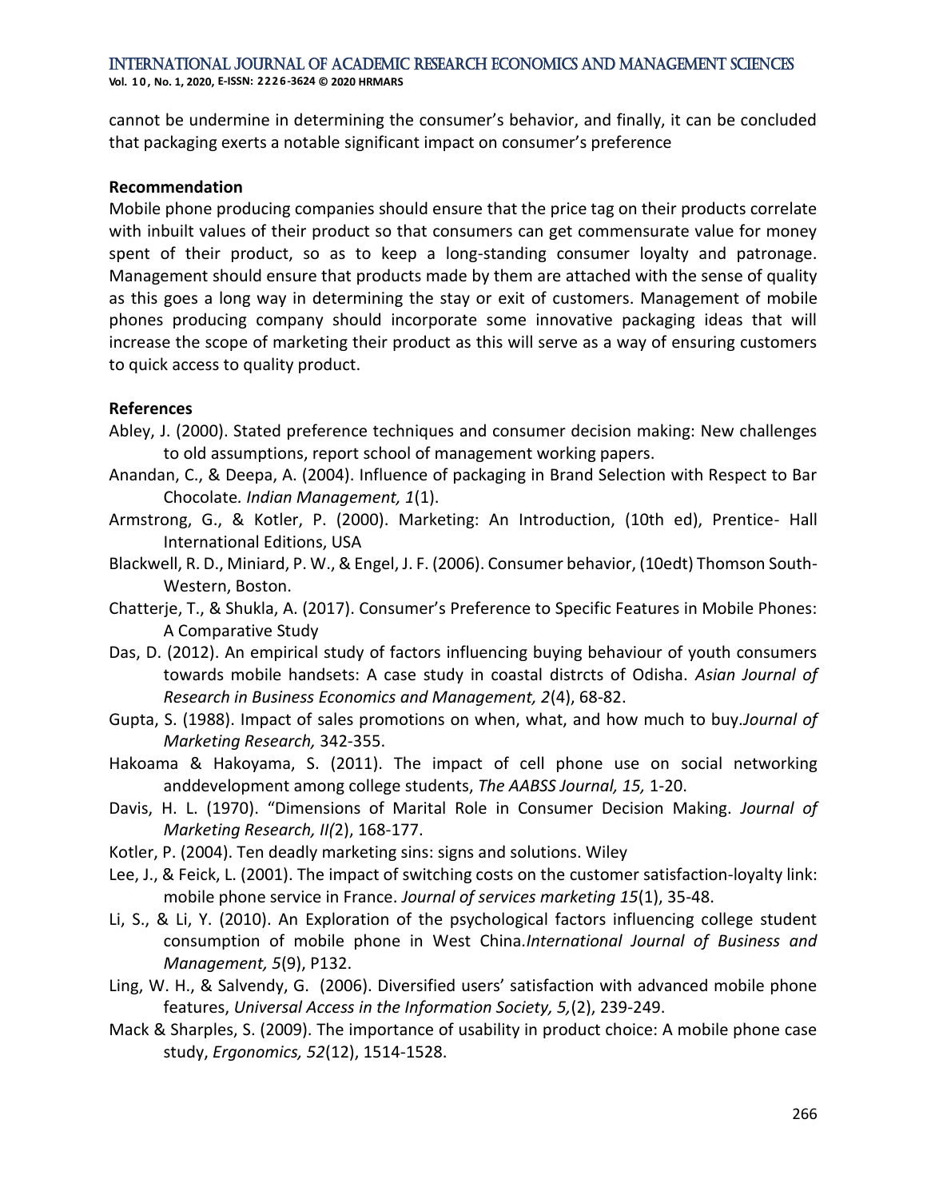cannot be undermine in determining the consumer's behavior, and finally, it can be concluded that packaging exerts a notable significant impact on consumer's preference

## Recommendation

Mobile phone producing companies should ensure that the price tag on their products correlate with inbuilt values of their product so that consumers can get commensurate value for money spent of their product, so as to keep a long-standing consumer loyalty and patronage. Management should ensure that products made by them are attached with the sense of quality as this goes a long way in determining the stay or exit of customers. Management of mobile phones producing company should incorporate some innovative packaging ideas that will increase the scope of marketing their product as this will serve as a way of ensuring customers to quick access to quality product.

## References

Abley, J. (2000). Stated preference techniques and consumer decision making: New challenges to old assumptions, report school of management working papers.

Anandan, C., & Deepa, A. (2004). Influence of packaging in Brand Selection with Respect to Bar Chocolate. *Indian Management, 1*(1).

Armstrong, G., & Kotler, P. (2000). Marketing: An Introduction, (10th ed), Prentice- Hall International Editions, USA

Blackwell, R. D., Miniard, P. W., & Engel, J. F. (2006). Consumer behavior, (10edt) Thomson South-Western, Boston.

Chatterje, T., & Shukla, A. (2017). Consumer's Preference to Specific Features in Mobile Phones: A Comparative Study

Das, D. (2012). An empirical study of factors influencing buying behaviour of youth consumers towards mobile handsets: A case study in coastal distrcts of Odisha. *Asian Journal of Research in Business Economics and Management, 2*(4), 68-82.

Gupta, S. (1988). Impact of sales promotions on when, what, and how much to buy.*Journal of Marketing Research,* 342-355.

Hakoama & Hakoyama, S. (2011). The impact of cell phone use on social networking anddevelopment among college students, *The AABSS Journal, 15,* 1-20.

Davis, H. L. (1970). "Dimensions of Marital Role in Consumer Decision Making. *Journal of Marketing Research, II(*2), 168-177.

Kotler, P. (2004). Ten deadly marketing sins: signs and solutions. Wiley

Lee, J., & Feick, L. (2001). The impact of switching costs on the customer satisfaction-loyalty link: mobile phone service in France. *Journal of services marketing 15*(1), 35-48.

Li, S., & Li, Y. (2010). An Exploration of the psychological factors influencing college student consumption of mobile phone in West China.*International Journal of Business and Management, 5*(9), P132.

Ling, W. H., & Salvendy, G. (2006). Diversified users' satisfaction with advanced mobile phone features, *Universal Access in the Information Society, 5,*(2), 239-249.

Mack & Sharples, S. (2009). The importance of usability in product choice: A mobile phone case study, *Ergonomics, 52*(12), 1514-1528.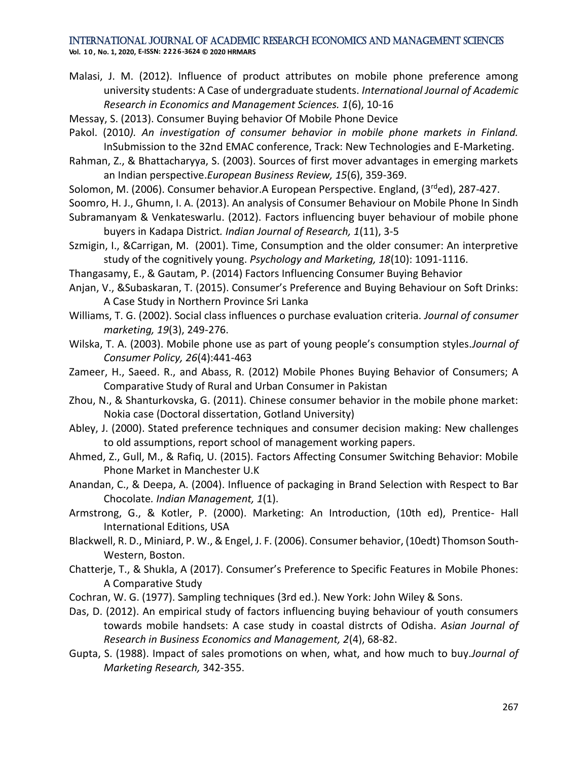Malasi, J. M. (2012). Influence of product attributes on mobile phone preference among university students: A Case of undergraduate students. *International Journal of Academic Research in Economics and Management Sciences. 1*(6), 10-16

Messay, S. (2013). Consumer Buying behavior Of Mobile Phone Device

Pakol. (2010*). An investigation of consumer behavior in mobile phone markets in Finland.* InSubmission to the 32nd EMAC conference, Track: New Technologies and E-Marketing.

Rahman, Z., & Bhattacharyya, S. (2003). Sources of first mover advantages in emerging markets an Indian perspective.*European Business Review, 15*(6), 359-369.

Solomon, M. (2006). Consumer behavior.A European Perspective. England, (3rded), 287-427.

Soomro, H. J., Ghumn, I. A. (2013). An analysis of Consumer Behaviour on Mobile Phone In Sindh

Subramanyam & Venkateswarlu. (2012). Factors influencing buyer behaviour of mobile phone buyers in Kadapa District*. Indian Journal of Research, 1*(11), 3-5

Szmigin, I., &Carrigan, M. (2001). Time, Consumption and the older consumer: An interpretive study of the cognitively young. *Psychology and Marketing, 18*(10): 1091-1116.

Thangasamy, E., & Gautam, P. (2014) Factors Influencing Consumer Buying Behavior

Anjan, V., &Subaskaran, T. (2015). Consumer's Preference and Buying Behaviour on Soft Drinks: A Case Study in Northern Province Sri Lanka

Williams, T. G. (2002). Social class influences o purchase evaluation criteria. *Journal of consumer marketing, 19*(3), 249-276.

Wilska, T. A. (2003). Mobile phone use as part of young people's consumption styles.*Journal of Consumer Policy, 26*(4):441-463

Zameer, H., Saeed. R., and Abass, R. (2012) Mobile Phones Buying Behavior of Consumers; A Comparative Study of Rural and Urban Consumer in Pakistan

Zhou, N., & Shanturkovska, G. (2011). Chinese consumer behavior in the mobile phone market: Nokia case (Doctoral dissertation, Gotland University)

Abley, J. (2000). Stated preference techniques and consumer decision making: New challenges to old assumptions, report school of management working papers.

Ahmed, Z., Gull, M., & Rafiq, U. (2015). Factors Affecting Consumer Switching Behavior: Mobile Phone Market in Manchester U.K

Anandan, C., & Deepa, A. (2004). Influence of packaging in Brand Selection with Respect to Bar Chocolate*. Indian Management, 1*(1).

Armstrong, G., & Kotler, P. (2000). Marketing: An Introduction, (10th ed), Prentice- Hall International Editions, USA

Blackwell, R. D., Miniard, P. W., & Engel, J. F. (2006). Consumer behavior, (10edt) Thomson South-Western, Boston.

Chatterje, T., & Shukla, A (2017). Consumer's Preference to Specific Features in Mobile Phones: A Comparative Study

Cochran, W. G. (1977). Sampling techniques (3rd ed.). New York: John Wiley & Sons.

Das, D. (2012). An empirical study of factors influencing buying behaviour of youth consumers towards mobile handsets: A case study in coastal distrcts of Odisha. *Asian Journal of Research in Business Economics and Management, 2*(4), 68-82.

Gupta, S. (1988). Impact of sales promotions on when, what, and how much to buy.*Journal of Marketing Research,* 342-355.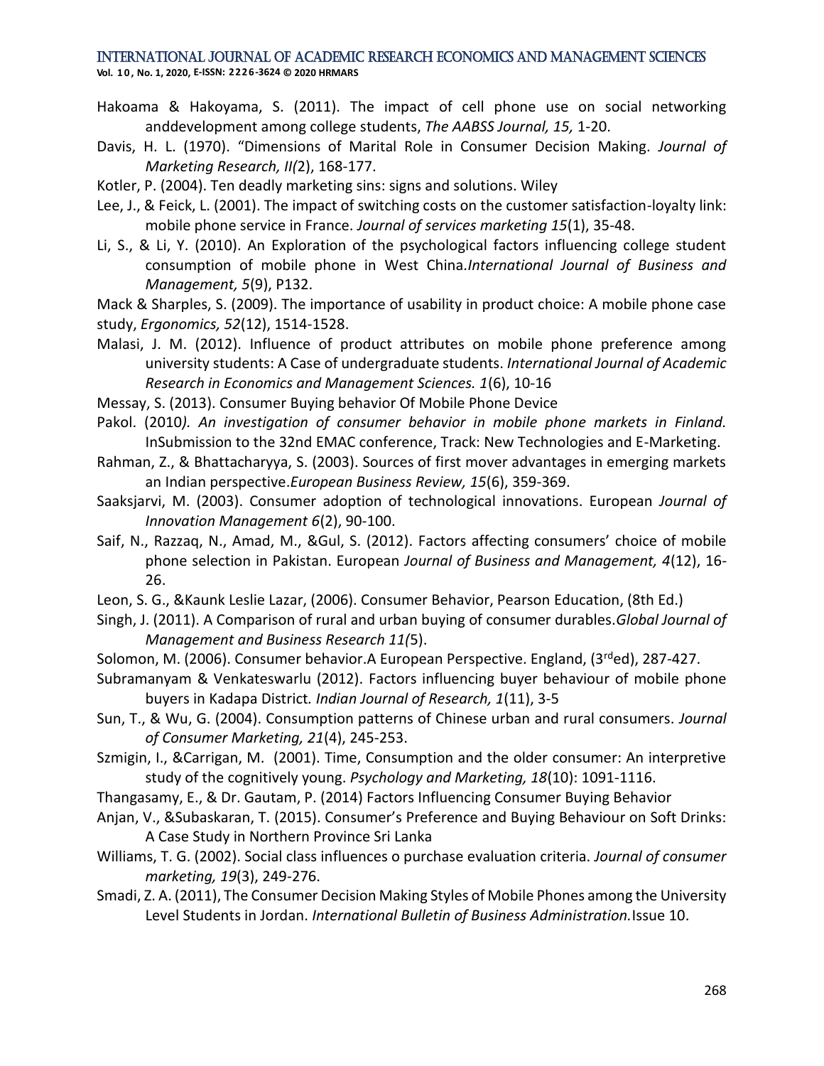Hakoama & Hakoyama, S. (2011). The impact of cell phone use on social networking anddevelopment among college students, *The AABSS Journal, 15,* 1-20.

Davis, H. L. (1970). "Dimensions of Marital Role in Consumer Decision Making. *Journal of Marketing Research, II(*2), 168-177.

Kotler, P. (2004). Ten deadly marketing sins: signs and solutions. Wiley

Lee, J., & Feick, L. (2001). The impact of switching costs on the customer satisfaction-loyalty link: mobile phone service in France. *Journal of services marketing 15*(1), 35-48.

Li, S., & Li, Y. (2010). An Exploration of the psychological factors influencing college student consumption of mobile phone in West China.*International Journal of Business and Management, 5*(9), P132.

Mack & Sharples, S. (2009). The importance of usability in product choice: A mobile phone case study, *Ergonomics, 52*(12), 1514-1528.

Malasi, J. M. (2012). Influence of product attributes on mobile phone preference among university students: A Case of undergraduate students. *International Journal of Academic Research in Economics and Management Sciences. 1*(6), 10-16

Messay, S. (2013). Consumer Buying behavior Of Mobile Phone Device

Pakol. (2010*). An investigation of consumer behavior in mobile phone markets in Finland.* InSubmission to the 32nd EMAC conference, Track: New Technologies and E-Marketing.

Rahman, Z., & Bhattacharyya, S. (2003). Sources of first mover advantages in emerging markets an Indian perspective.*European Business Review, 15*(6), 359-369.

Saaksjarvi, M. (2003). Consumer adoption of technological innovations. European *Journal of Innovation Management 6*(2), 90-100.

Saif, N., Razzaq, N., Amad, M., &Gul, S. (2012). Factors affecting consumers' choice of mobile phone selection in Pakistan. European *Journal of Business and Management, 4*(12), 16-26.

Leon, S. G., &Kaunk Leslie Lazar, (2006). Consumer Behavior, Pearson Education, (8th Ed.)

Singh, J. (2011). A Comparison of rural and urban buying of consumer durables.*Global Journal of Management and Business Research 11(*5).

Solomon, M. (2006). Consumer behavior.A European Perspective. England, (3rded), 287-427.

Subramanyam & Venkateswarlu (2012). Factors influencing buyer behaviour of mobile phone buyers in Kadapa District*. Indian Journal of Research, 1*(11), 3-5

Sun, T., & Wu, G. (2004). Consumption patterns of Chinese urban and rural consumers. *Journal of Consumer Marketing, 21*(4), 245-253.

Szmigin, I., &Carrigan, M. (2001). Time, Consumption and the older consumer: An interpretive study of the cognitively young. *Psychology and Marketing, 18*(10): 1091-1116.

Thangasamy, E., & Dr. Gautam, P. (2014) Factors Influencing Consumer Buying Behavior

Anjan, V., &Subaskaran, T. (2015). Consumer's Preference and Buying Behaviour on Soft Drinks: A Case Study in Northern Province Sri Lanka

Williams, T. G. (2002). Social class influences o purchase evaluation criteria. *Journal of consumer marketing, 19*(3), 249-276.

Smadi, Z. A. (2011), The Consumer Decision Making Styles of Mobile Phones among the University Level Students in Jordan. *International Bulletin of Business Administration.*Issue 10.